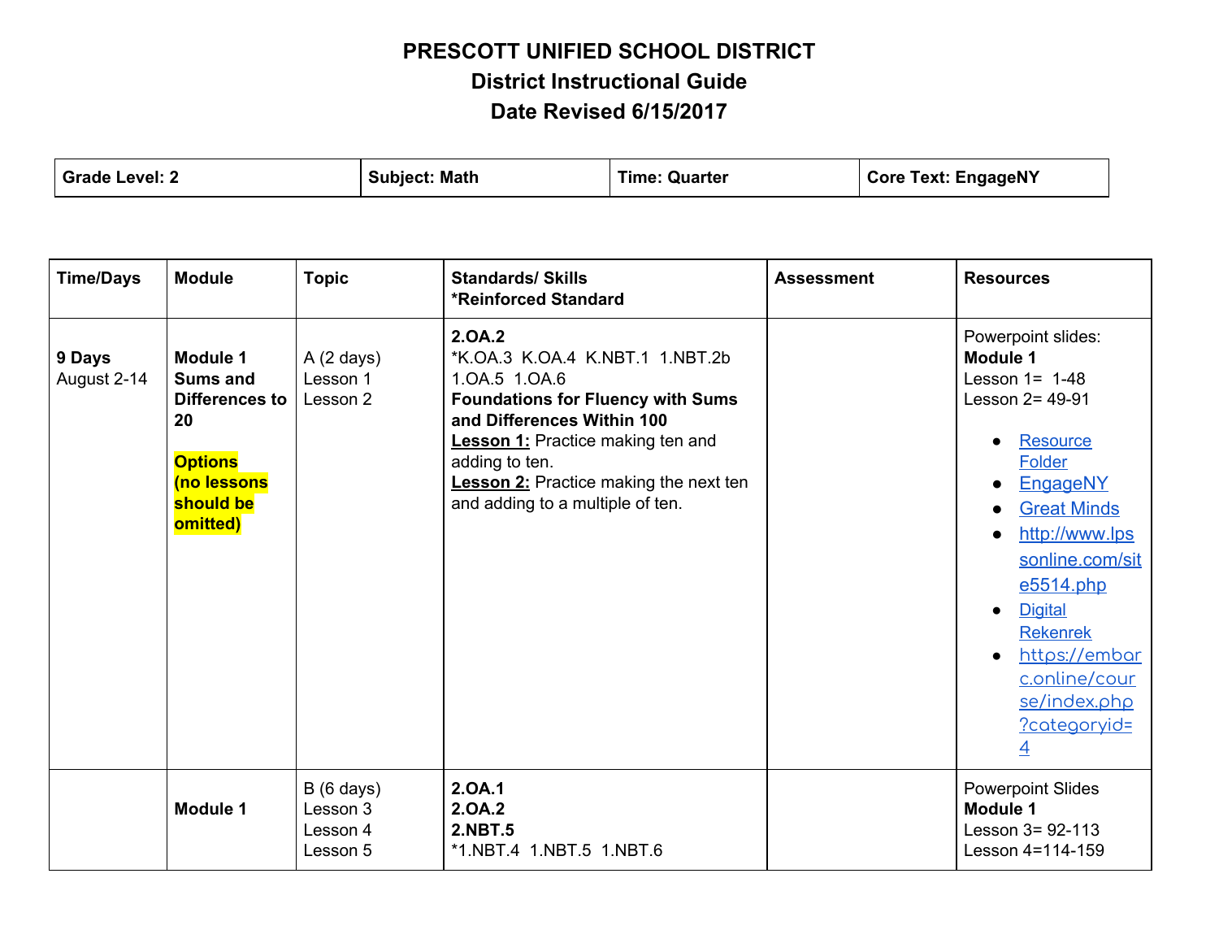# PRESCOTT UNIFIED SCHOOL DISTRICT
## District Instructional Guide
## Date Revised 6/15/2017

| Grade Level: 2 | Subject: Math | Time: Quarter | Core Text: EngageNY |
|---|---|---|---|

| Time/Days | Module | Topic | Standards/ Skills<br>*Reinforced Standard | Assessment | Resources |
|---|---|---|---|---|---|
| **9 Days**<br>August 2-14 | **Module 1**<br>**Sums and Differences to 20**<br><br>**Options (no lessons should be omitted)** | A (2 days)<br>Lesson 1<br>Lesson 2 | **2.OA.2**<br>*K.OA.3 K.OA.4 K.NBT.1 1.NBT.2b 1.OA.5 1.OA.6<br>**Foundations for Fluency with Sums and Differences Within 100**<br>**Lesson 1:** Practice making ten and adding to ten.<br>**Lesson 2:** Practice making the next ten and adding to a multiple of ten. | | Powerpoint slides:<br>**Module 1**<br>Lesson 1= 1-48<br>Lesson 2= 49-91<br><br>• Resource Folder<br>• EngageNY<br>• Great Minds<br>• http://www.lpssonline.com/site5514.php<br>• Digital Rekenrek<br>• https://embarc.online/course/index.php?categoryid=4 |
| | **Module 1** | B (6 days)<br>Lesson 3<br>Lesson 4<br>Lesson 5 | **2.OA.1**<br>**2.OA.2**<br>**2.NBT.5**<br>*1.NBT.4 1.NBT.5 1.NBT.6 | | Powerpoint Slides<br>**Module 1**<br>Lesson 3= 92-113<br>Lesson 4=114-159 |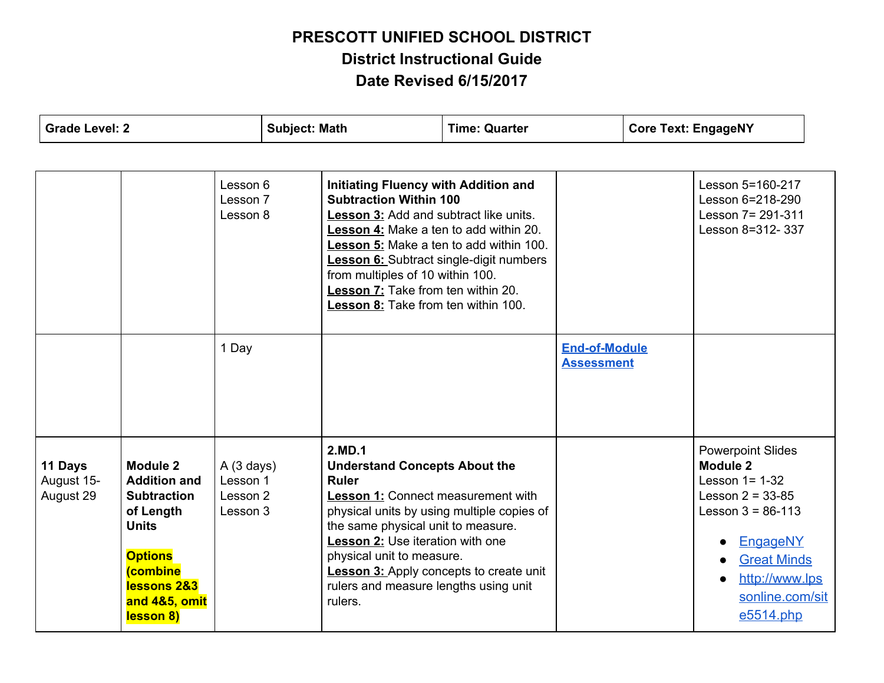# PRESCOTT UNIFIED SCHOOL DISTRICT
## District Instructional Guide
## Date Revised 6/15/2017

| **Grade Level: 2** | **Subject: Math** | **Time: Quarter** | **Core Text: EngageNY** |
|---|---|---|---|

| | | | | | |
|---|---|---|---|---|---|
| | | Lesson 6<br>Lesson 7<br>Lesson 8 | **Initiating Fluency with Addition and Subtraction Within 100**<br>**Lesson 3:** Add and subtract like units.<br>**Lesson 4:** Make a ten to add within 20.<br>**Lesson 5:** Make a ten to add within 100.<br>**Lesson 6:** Subtract single-digit numbers from multiples of 10 within 100.<br>**Lesson 7:** Take from ten within 20.<br>**Lesson 8:** Take from ten within 100. | | Lesson 5=160-217<br>Lesson 6=218-290<br>Lesson 7= 291-311<br>Lesson 8=312- 337 |
| | | 1 Day | | **End-of-Module Assessment** | |
| **11 Days**<br>August 15-August 29 | **Module 2 Addition and Subtraction of Length Units**<br><br>**Options (combine lessons 2&3 and 4&5, omit lesson 8)** | A (3 days)<br>Lesson 1<br>Lesson 2<br>Lesson 3 | **2.MD.1**<br>**Understand Concepts About the Ruler**<br>**Lesson 1:** Connect measurement with physical units by using multiple copies of the same physical unit to measure.<br>**Lesson 2:** Use iteration with one physical unit to measure.<br>**Lesson 3:** Apply concepts to create unit rulers and measure lengths using unit rulers. | | Powerpoint Slides<br>**Module 2**<br>Lesson 1= 1-32<br>Lesson 2 = 33-85<br>Lesson 3 = 86-113<br><br>• EngageNY<br>• Great Minds<br>• http://www.lpssonline.com/site5514.php |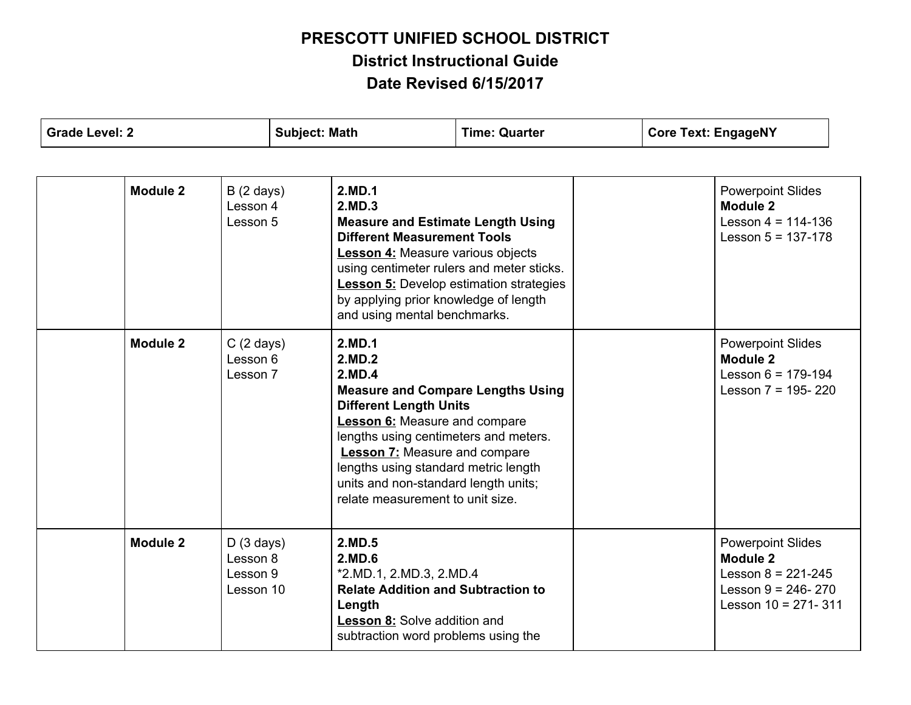# PRESCOTT UNIFIED SCHOOL DISTRICT
## District Instructional Guide
## Date Revised 6/15/2017

| Grade Level: 2 | Subject: Math | Time: Quarter | Core Text: EngageNY |
|---|---|---|---|

| | | | | | |
|---|---|---|---|---|---|
| | **Module 2** | B (2 days)<br>Lesson 4<br>Lesson 5 | **2.MD.1**<br>**2.MD.3**<br>**Measure and Estimate Length Using Different Measurement Tools**<br>**Lesson 4:** Measure various objects using centimeter rulers and meter sticks.<br>**Lesson 5:** Develop estimation strategies by applying prior knowledge of length and using mental benchmarks. | | Powerpoint Slides<br>**Module 2**<br>Lesson 4 = 114-136<br>Lesson 5 = 137-178 |
| | **Module 2** | C (2 days)<br>Lesson 6<br>Lesson 7 | **2.MD.1**<br>**2.MD.2**<br>**2.MD.4**<br>**Measure and Compare Lengths Using Different Length Units**<br>**Lesson 6:** Measure and compare lengths using centimeters and meters.<br>**Lesson 7:** Measure and compare lengths using standard metric length units and non-standard length units; relate measurement to unit size. | | Powerpoint Slides<br>**Module 2**<br>Lesson 6 = 179-194<br>Lesson 7 = 195- 220 |
| | **Module 2** | D (3 days)<br>Lesson 8<br>Lesson 9<br>Lesson 10 | **2.MD.5**<br>**2.MD.6**<br>*2.MD.1, 2.MD.3, 2.MD.4<br>**Relate Addition and Subtraction to Length**<br>**Lesson 8:** Solve addition and subtraction word problems using the | | Powerpoint Slides<br>**Module 2**<br>Lesson 8 = 221-245<br>Lesson 9 = 246- 270<br>Lesson 10 = 271- 311 |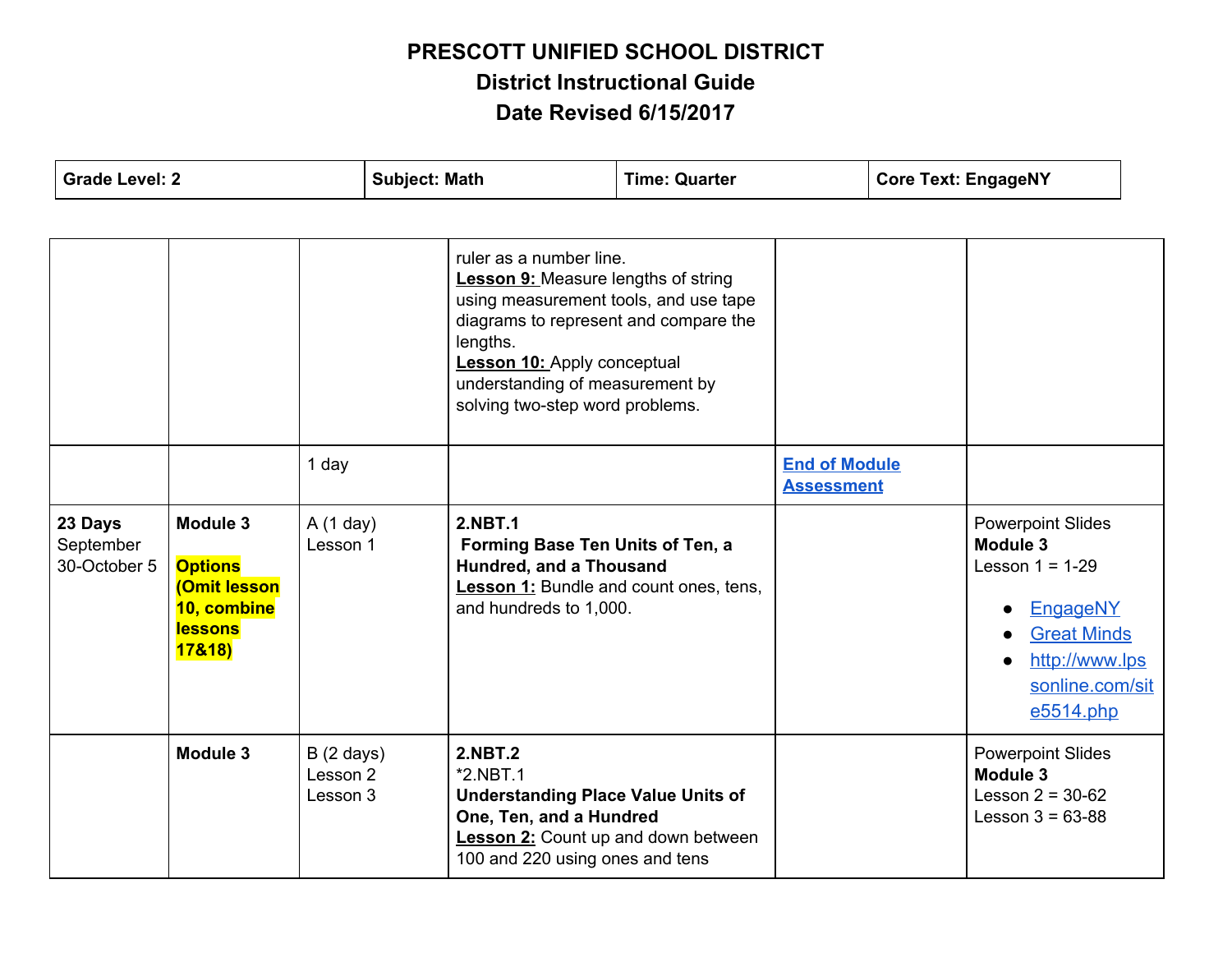# PRESCOTT UNIFIED SCHOOL DISTRICT
## District Instructional Guide
## Date Revised 6/15/2017

| Grade Level: 2 | Subject: Math | Time: Quarter | Core Text: EngageNY |
|---|---|---|---|

| | | | | | |
|---|---|---|---|---|---|
| | | | ruler as a number line.<br>**Lesson 9:** Measure lengths of string using measurement tools, and use tape diagrams to represent and compare the lengths.<br>**Lesson 10:** Apply conceptual understanding of measurement by solving two-step word problems. | | |
| | | 1 day | | **End of Module Assessment** | |
| **23 Days**<br>September 30-October 5 | **Module 3**<br><br>**Options (Omit lesson 10, combine lessons 17&18)** | A (1 day)<br>Lesson 1 | **2.NBT.1**<br>**Forming Base Ten Units of Ten, a Hundred, and a Thousand**<br>**Lesson 1:** Bundle and count ones, tens, and hundreds to 1,000. | | Powerpoint Slides<br>**Module 3**<br>Lesson 1 = 1-29<br>• EngageNY<br>• Great Minds<br>• http://www.lpsonline.com/site5514.php |
| | **Module 3** | B (2 days)<br>Lesson 2<br>Lesson 3 | **2.NBT.2**<br>*2.NBT.1<br>**Understanding Place Value Units of One, Ten, and a Hundred**<br>**Lesson 2:** Count up and down between 100 and 220 using ones and tens | | Powerpoint Slides<br>**Module 3**<br>Lesson 2 = 30-62<br>Lesson 3 = 63-88 |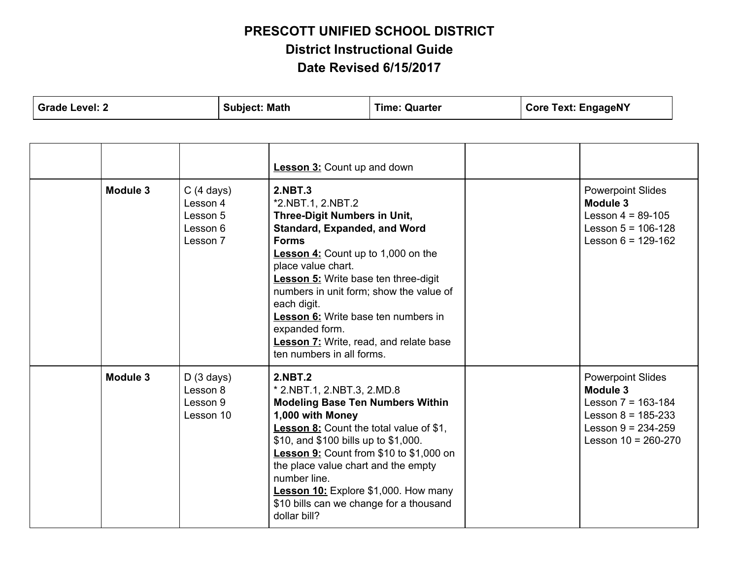**PRESCOTT UNIFIED SCHOOL DISTRICT**
**District Instructional Guide**
**Date Revised 6/15/2017**

| **Grade Level: 2** | **Subject: Math** | **Time: Quarter** | **Core Text: EngageNY** |
|---|---|---|---|

| | | | | | |
|---|---|---|---|---|---|
| | | | **Lesson 3:** Count up and down | | |
| | **Module 3** | C (4 days)<br>Lesson 4<br>Lesson 5<br>Lesson 6<br>Lesson 7 | **2.NBT.3**<br>*2.NBT.1, 2.NBT.2<br>**Three-Digit Numbers in Unit, Standard, Expanded, and Word Forms**<br>**Lesson 4:** Count up to 1,000 on the place value chart.<br>**Lesson 5:** Write base ten three-digit numbers in unit form; show the value of each digit.<br>**Lesson 6:** Write base ten numbers in expanded form.<br>**Lesson 7:** Write, read, and relate base ten numbers in all forms. | | Powerpoint Slides<br>**Module 3**<br>Lesson 4 = 89-105<br>Lesson 5 = 106-128<br>Lesson 6 = 129-162 |
| | **Module 3** | D (3 days)<br>Lesson 8<br>Lesson 9<br>Lesson 10 | **2.NBT.2**<br>* 2.NBT.1, 2.NBT.3, 2.MD.8<br>**Modeling Base Ten Numbers Within 1,000 with Money**<br>**Lesson 8:** Count the total value of $1, $10, and $100 bills up to $1,000.<br>**Lesson 9:** Count from $10 to $1,000 on the place value chart and the empty number line.<br>**Lesson 10:** Explore $1,000. How many $10 bills can we change for a thousand dollar bill? | | Powerpoint Slides<br>**Module 3**<br>Lesson 7 = 163-184<br>Lesson 8 = 185-233<br>Lesson 9 = 234-259<br>Lesson 10 = 260-270 |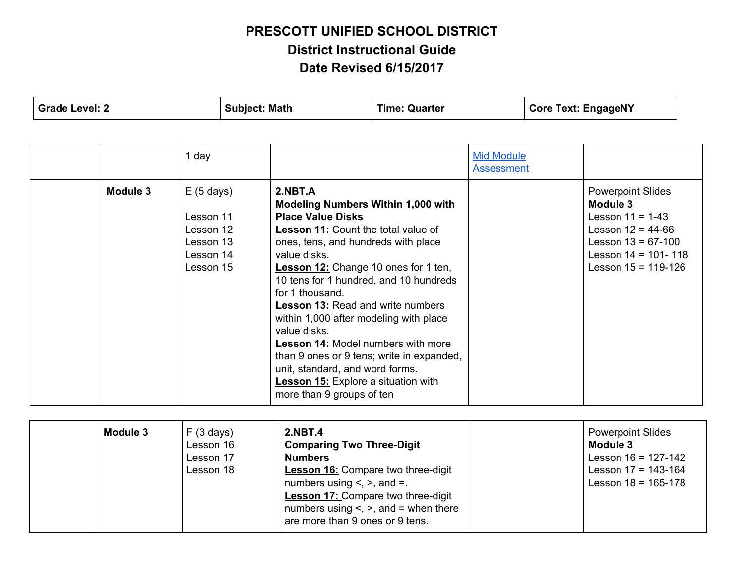**PRESCOTT UNIFIED SCHOOL DISTRICT**
**District Instructional Guide**
**Date Revised 6/15/2017**

| **Grade Level: 2** | **Subject: Math** | **Time: Quarter** | **Core Text: EngageNY** |
|---|---|---|---|

| | | | | | |
|---|---|---|---|---|---|
| | | 1 day | | Mid Module Assessment | |
| | **Module 3** | E (5 days)<br><br>Lesson 11<br>Lesson 12<br>Lesson 13<br>Lesson 14<br>Lesson 15 | **2.NBT.A**<br>**Modeling Numbers Within 1,000 with Place Value Disks**<br>**Lesson 11:** Count the total value of ones, tens, and hundreds with place value disks.<br>**Lesson 12:** Change 10 ones for 1 ten, 10 tens for 1 hundred, and 10 hundreds for 1 thousand.<br>**Lesson 13:** Read and write numbers within 1,000 after modeling with place value disks.<br>**Lesson 14:** Model numbers with more than 9 ones or 9 tens; write in expanded, unit, standard, and word forms.<br>**Lesson 15:** Explore a situation with more than 9 groups of ten | | Powerpoint Slides<br>**Module 3**<br>Lesson 11 = 1-43<br>Lesson 12 = 44-66<br>Lesson 13 = 67-100<br>Lesson 14 = 101- 118<br>Lesson 15 = 119-126 |

| | | | | | |
|---|---|---|---|---|---|
| | **Module 3** | F (3 days)<br>Lesson 16<br>Lesson 17<br>Lesson 18 | **2.NBT.4**<br>**Comparing Two Three-Digit Numbers**<br>**Lesson 16:** Compare two three-digit numbers using <, >, and =.<br>**Lesson 17:** Compare two three-digit numbers using <, >, and = when there are more than 9 ones or 9 tens. | | Powerpoint Slides<br>**Module 3**<br>Lesson 16 = 127-142<br>Lesson 17 = 143-164<br>Lesson 18 = 165-178 |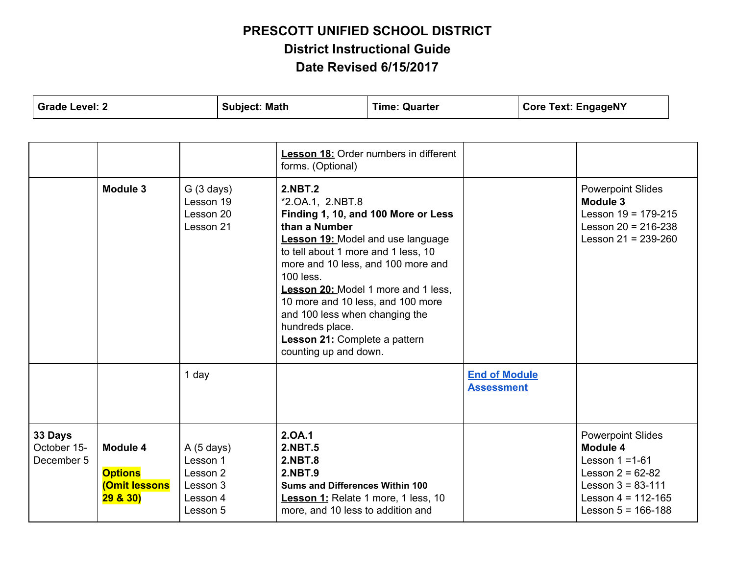# PRESCOTT UNIFIED SCHOOL DISTRICT
## District Instructional Guide
## Date Revised 6/15/2017

| Grade Level: 2 | Subject: Math | Time: Quarter | Core Text: EngageNY |
|---|---|---|---|

| | | | | | |
|---|---|---|---|---|---|
| | | | **Lesson 18:** Order numbers in different forms. (Optional) | | |
| | **Module 3** | G (3 days)<br>Lesson 19<br>Lesson 20<br>Lesson 21 | **2.NBT.2**<br>*2.OA.1, 2.NBT.8<br>**Finding 1, 10, and 100 More or Less than a Number**<br>**Lesson 19:** Model and use language to tell about 1 more and 1 less, 10 more and 10 less, and 100 more and 100 less.<br>**Lesson 20:** Model 1 more and 1 less, 10 more and 10 less, and 100 more and 100 less when changing the hundreds place.<br>**Lesson 21:** Complete a pattern counting up and down. | | Powerpoint Slides<br>**Module 3**<br>Lesson 19 = 179-215<br>Lesson 20 = 216-238<br>Lesson 21 = 239-260 |
| | | 1 day | | End of Module Assessment | |
| **33 Days**<br>October 15-December 5 | **Module 4**<br><br>**Options (Omit lessons 29 & 30)** | A (5 days)<br>Lesson 1<br>Lesson 2<br>Lesson 3<br>Lesson 4<br>Lesson 5 | **2.OA.1**<br>**2.NBT.5**<br>**2.NBT.8**<br>**2.NBT.9**<br>**Sums and Differences Within 100**<br>**Lesson 1:** Relate 1 more, 1 less, 10 more, and 10 less to addition and | | Powerpoint Slides<br>**Module 4**<br>Lesson 1 =1-61<br>Lesson 2 = 62-82<br>Lesson 3 = 83-111<br>Lesson 4 = 112-165<br>Lesson 5 = 166-188 |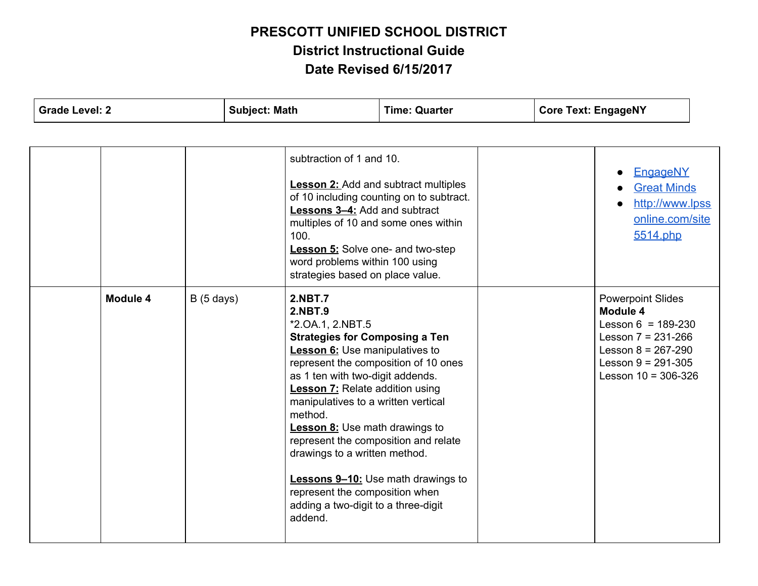# PRESCOTT UNIFIED SCHOOL DISTRICT
## District Instructional Guide
### Date Revised 6/15/2017

| Grade Level: 2 | Subject: Math | Time: Quarter | Core Text: EngageNY |
|---|---|---|---|

| | | | | | |
|---|---|---|---|---|---|
| | | | subtraction of 1 and 10.<br><br>**Lesson 2:** Add and subtract multiples of 10 including counting on to subtract.<br>**Lessons 3–4:** Add and subtract multiples of 10 and some ones within 100.<br>**Lesson 5:** Solve one- and two-step word problems within 100 using strategies based on place value. | | • EngageNY<br>• Great Minds<br>• http://www.lpssonline.com/site5514.php |
| | **Module 4** | B (5 days) | **2.NBT.7**<br>**2.NBT.9**<br>*2.OA.1, 2.NBT.5<br>**Strategies for Composing a Ten**<br>**Lesson 6:** Use manipulatives to represent the composition of 10 ones as 1 ten with two-digit addends.<br>**Lesson 7:** Relate addition using manipulatives to a written vertical method.<br>**Lesson 8:** Use math drawings to represent the composition and relate drawings to a written method.<br><br>**Lessons 9–10:** Use math drawings to represent the composition when adding a two-digit to a three-digit addend. | | Powerpoint Slides<br>**Module 4**<br>Lesson 6 = 189-230<br>Lesson 7 = 231-266<br>Lesson 8 = 267-290<br>Lesson 9 = 291-305<br>Lesson 10 = 306-326 |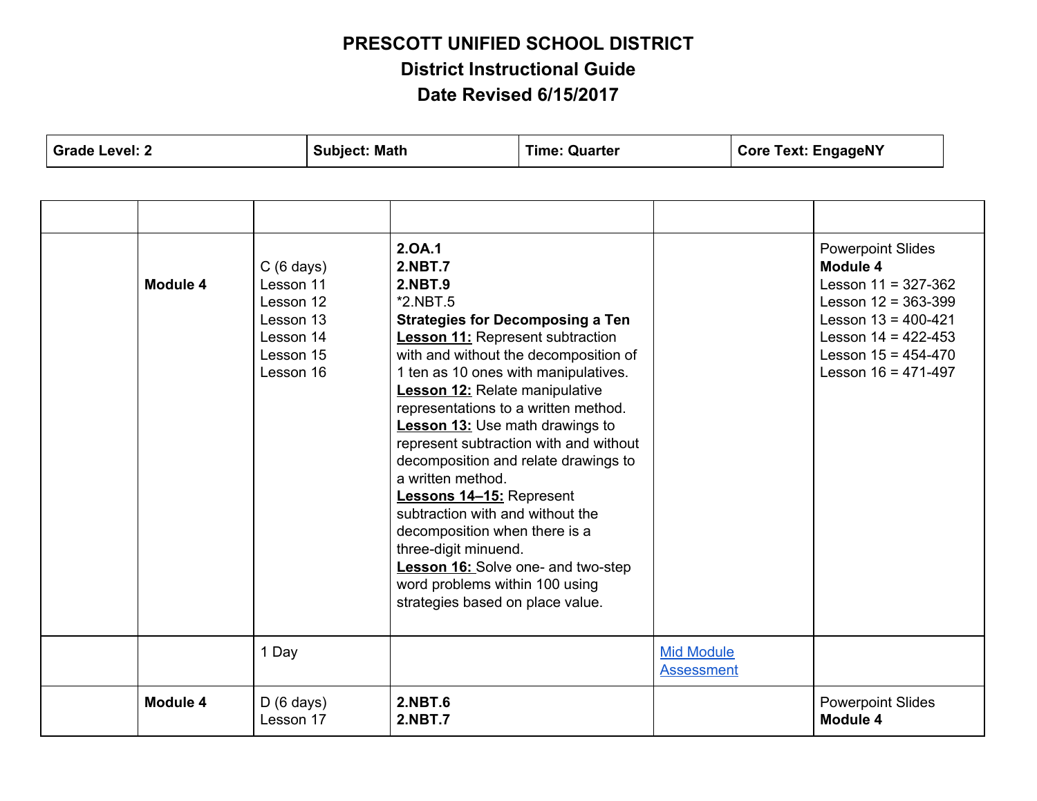# PRESCOTT UNIFIED SCHOOL DISTRICT
## District Instructional Guide
## Date Revised 6/15/2017

| Grade Level: 2 | Subject: Math | Time: Quarter | Core Text: EngageNY |
|---|---|---|---|

| | | | | | |
|---|---|---|---|---|---|
| | **Module 4** | C (6 days)<br>Lesson 11<br>Lesson 12<br>Lesson 13<br>Lesson 14<br>Lesson 15<br>Lesson 16 | **2.OA.1**<br>**2.NBT.7**<br>**2.NBT.9**<br>*2.NBT.5<br>**Strategies for Decomposing a Ten**<br>**Lesson 11:** Represent subtraction with and without the decomposition of 1 ten as 10 ones with manipulatives.<br>**Lesson 12:** Relate manipulative representations to a written method.<br>**Lesson 13:** Use math drawings to represent subtraction with and without decomposition and relate drawings to a written method.<br>**Lessons 14–15:** Represent subtraction with and without the decomposition when there is a three-digit minuend.<br>**Lesson 16:** Solve one- and two-step word problems within 100 using strategies based on place value. | | Powerpoint Slides<br>**Module 4**<br>Lesson 11 = 327-362<br>Lesson 12 = 363-399<br>Lesson 13 = 400-421<br>Lesson 14 = 422-453<br>Lesson 15 = 454-470<br>Lesson 16 = 471-497 |
| | | 1 Day | | Mid Module Assessment | |
| | **Module 4** | D (6 days)<br>Lesson 17 | **2.NBT.6**<br>**2.NBT.7** | | Powerpoint Slides<br>**Module 4** |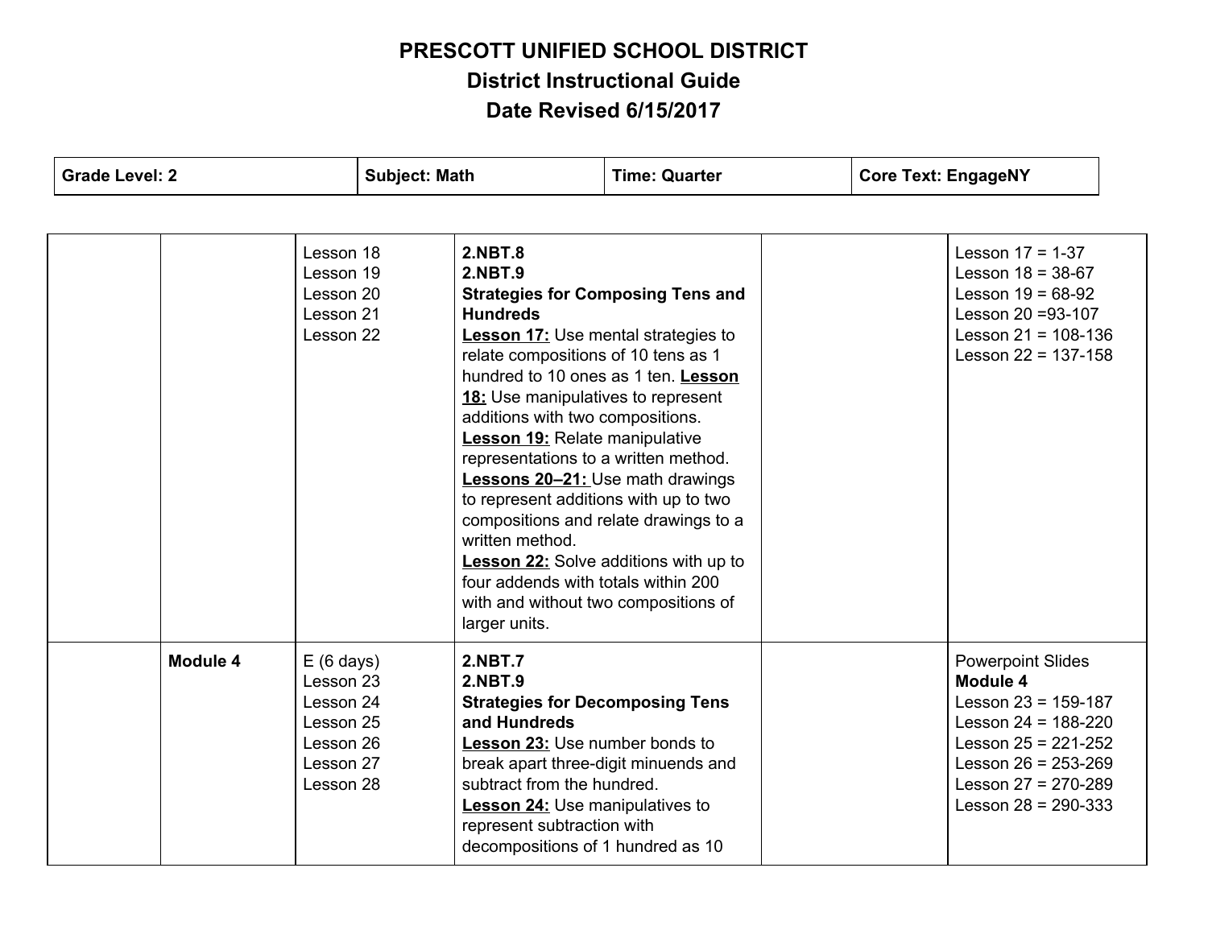# PRESCOTT UNIFIED SCHOOL DISTRICT

## District Instructional Guide

## Date Revised 6/15/2017

| Grade Level: 2 | Subject: Math | Time: Quarter | Core Text: EngageNY |
|---|---|---|---|

| | | | | | |
|---|---|---|---|---|---|
| | | Lesson 18<br>Lesson 19<br>Lesson 20<br>Lesson 21<br>Lesson 22 | **2.NBT.8**<br>**2.NBT.9**<br>**Strategies for Composing Tens and Hundreds**<br>**Lesson 17:** Use mental strategies to relate compositions of 10 tens as 1 hundred to 10 ones as 1 ten. **Lesson 18:** Use manipulatives to represent additions with two compositions.<br>**Lesson 19:** Relate manipulative representations to a written method.<br>**Lessons 20–21:** Use math drawings to represent additions with up to two compositions and relate drawings to a written method.<br>**Lesson 22:** Solve additions with up to four addends with totals within 200 with and without two compositions of larger units. | | Lesson 17 = 1-37<br>Lesson 18 = 38-67<br>Lesson 19 = 68-92<br>Lesson 20 =93-107<br>Lesson 21 = 108-136<br>Lesson 22 = 137-158 |
| | **Module 4** | E (6 days)<br>Lesson 23<br>Lesson 24<br>Lesson 25<br>Lesson 26<br>Lesson 27<br>Lesson 28 | **2.NBT.7**<br>**2.NBT.9**<br>**Strategies for Decomposing Tens and Hundreds**<br>**Lesson 23:** Use number bonds to break apart three-digit minuends and subtract from the hundred.<br>**Lesson 24:** Use manipulatives to represent subtraction with decompositions of 1 hundred as 10 | | Powerpoint Slides<br>**Module 4**<br>Lesson 23 = 159-187<br>Lesson 24 = 188-220<br>Lesson 25 = 221-252<br>Lesson 26 = 253-269<br>Lesson 27 = 270-289<br>Lesson 28 = 290-333 |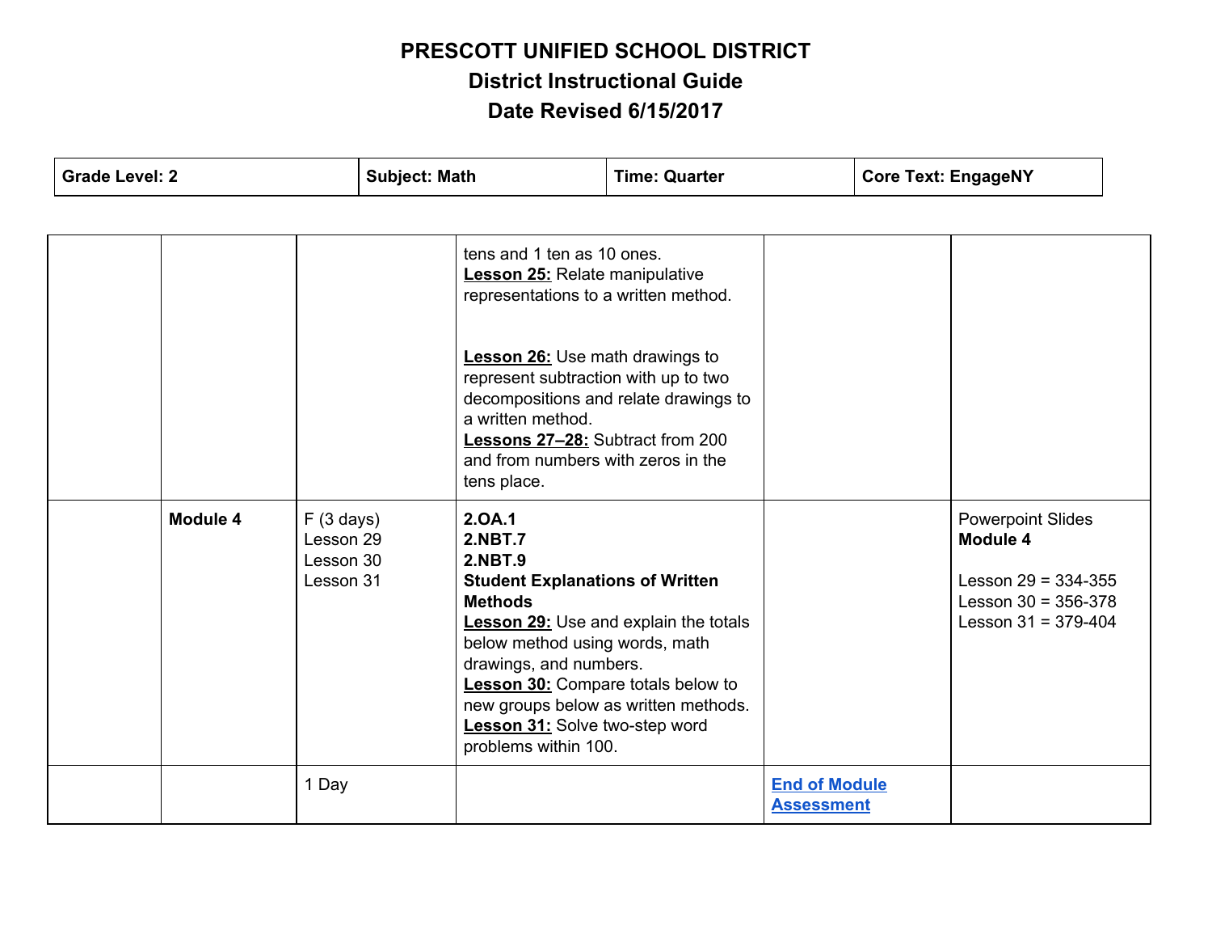# PRESCOTT UNIFIED SCHOOL DISTRICT
## District Instructional Guide
## Date Revised 6/15/2017

| **Grade Level: 2** | **Subject: Math** | **Time: Quarter** | **Core Text: EngageNY** |
|---|---|---|---|

| | | | | | |
|---|---|---|---|---|---|
| | | | tens and 1 ten as 10 ones.<br>**Lesson 25:** Relate manipulative representations to a written method.<br><br>**Lesson 26:** Use math drawings to represent subtraction with up to two decompositions and relate drawings to a written method.<br>**Lessons 27–28:** Subtract from 200 and from numbers with zeros in the tens place. | | |
| | **Module 4** | F (3 days)<br>Lesson 29<br>Lesson 30<br>Lesson 31 | **2.OA.1**<br>**2.NBT.7**<br>**2.NBT.9**<br>**Student Explanations of Written Methods**<br>**Lesson 29:** Use and explain the totals below method using words, math drawings, and numbers.<br>**Lesson 30:** Compare totals below to new groups below as written methods.<br>**Lesson 31:** Solve two-step word problems within 100. | | Powerpoint Slides<br>**Module 4**<br><br>Lesson 29 = 334-355<br>Lesson 30 = 356-378<br>Lesson 31 = 379-404 |
| | | 1 Day | | **End of Module Assessment** | |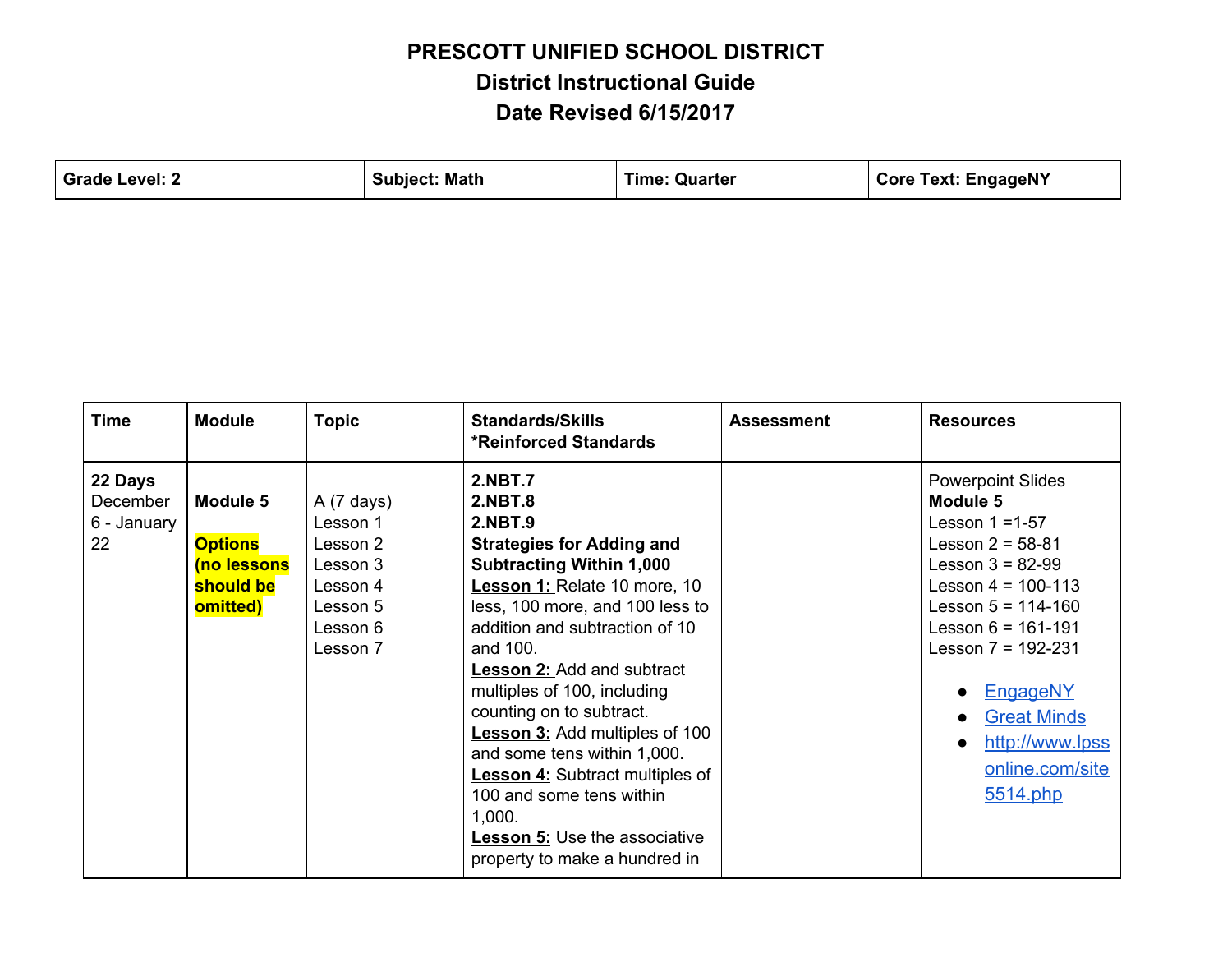# PRESCOTT UNIFIED SCHOOL DISTRICT
## District Instructional Guide
## Date Revised 6/15/2017

| Grade Level: 2 | Subject: Math | Time: Quarter | Core Text: EngageNY |
|---|---|---|---|

| Time | Module | Topic | Standards/Skills *Reinforced Standards | Assessment | Resources |
|---|---|---|---|---|---|
| **22 Days** December 6 - January 22 | **Module 5** **Options (no lessons should be omitted)** | A (7 days) Lesson 1 Lesson 2 Lesson 3 Lesson 4 Lesson 5 Lesson 6 Lesson 7 | **2.NBT.7** **2.NBT.8** **2.NBT.9** **Strategies for Adding and Subtracting Within 1,000** **Lesson 1:** Relate 10 more, 10 less, 100 more, and 100 less to addition and subtraction of 10 and 100. **Lesson 2:** Add and subtract multiples of 100, including counting on to subtract. **Lesson 3:** Add multiples of 100 and some tens within 1,000. **Lesson 4:** Subtract multiples of 100 and some tens within 1,000. **Lesson 5:** Use the associative property to make a hundred in | | Powerpoint Slides **Module 5** Lesson 1 =1-57 Lesson 2 = 58-81 Lesson 3 = 82-99 Lesson 4 = 100-113 Lesson 5 = 114-160 Lesson 6 = 161-191 Lesson 7 = 192-231 • EngageNY • Great Minds • http://www.lpssonline.com/site5514.php |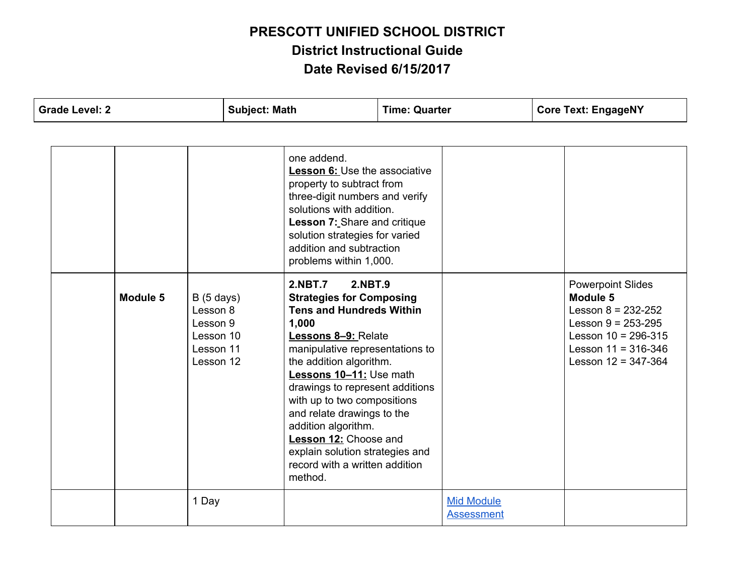# PRESCOTT UNIFIED SCHOOL DISTRICT

## District Instructional Guide

## Date Revised 6/15/2017

| Grade Level: 2 | Subject: Math | Time: Quarter | Core Text: EngageNY |
|---|---|---|---|

| | | | | | |
|---|---|---|---|---|---|
| | | | one addend.<br>**Lesson 6:** Use the associative property to subtract from three-digit numbers and verify solutions with addition.<br>**Lesson 7:** Share and critique solution strategies for varied addition and subtraction problems within 1,000. | | |
| | **Module 5** | B (5 days)<br>Lesson 8<br>Lesson 9<br>Lesson 10<br>Lesson 11<br>Lesson 12 | **2.NBT.7 2.NBT.9**<br>**Strategies for Composing Tens and Hundreds Within 1,000**<br>**Lessons 8–9:** Relate manipulative representations to the addition algorithm.<br>**Lessons 10–11:** Use math drawings to represent additions with up to two compositions and relate drawings to the addition algorithm.<br>**Lesson 12:** Choose and explain solution strategies and record with a written addition method. | | Powerpoint Slides<br>**Module 5**<br>Lesson 8 = 232-252<br>Lesson 9 = 253-295<br>Lesson 10 = 296-315<br>Lesson 11 = 316-346<br>Lesson 12 = 347-364 |
| | | 1 Day | | Mid Module Assessment | |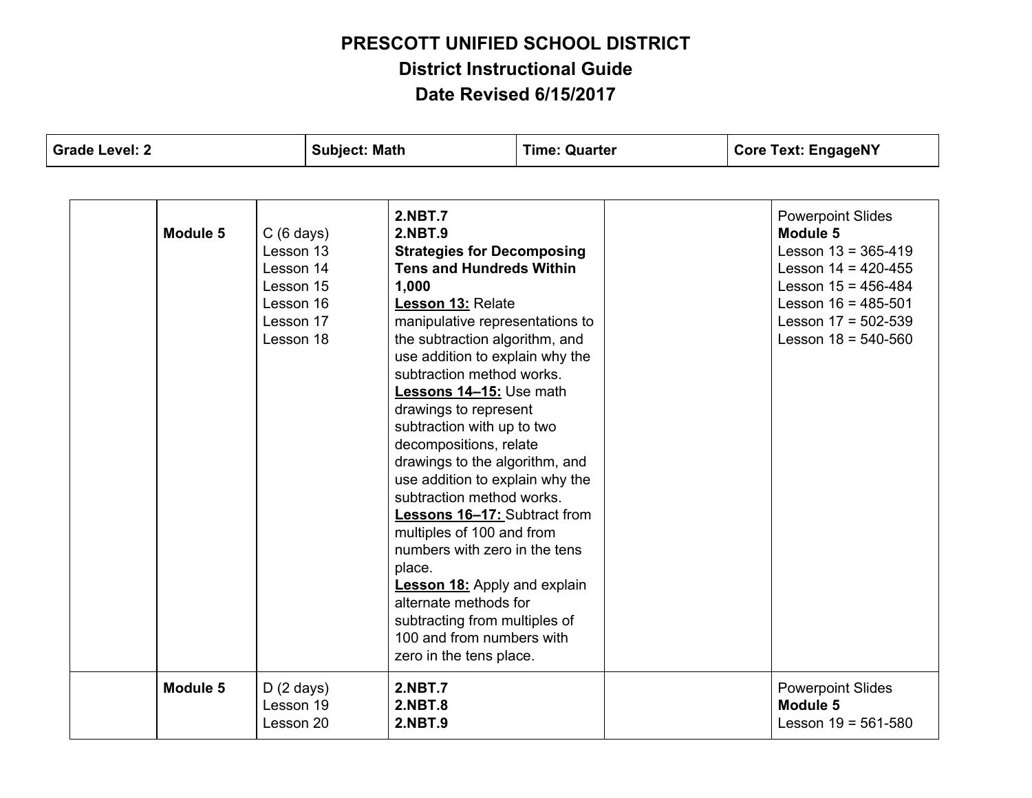**PRESCOTT UNIFIED SCHOOL DISTRICT**
**District Instructional Guide**
**Date Revised 6/15/2017**

| **Grade Level: 2** | **Subject: Math** | **Time: Quarter** | **Core Text: EngageNY** |
|---|---|---|---|

| | | | | | |
|---|---|---|---|---|---|
| | **Module 5** | C (6 days)<br>Lesson 13<br>Lesson 14<br>Lesson 15<br>Lesson 16<br>Lesson 17<br>Lesson 18 | **2.NBT.7**<br>**2.NBT.9**<br>**Strategies for Decomposing Tens and Hundreds Within 1,000**<br>**Lesson 13:** Relate manipulative representations to the subtraction algorithm, and use addition to explain why the subtraction method works.<br>**Lessons 14–15:** Use math drawings to represent subtraction with up to two decompositions, relate drawings to the algorithm, and use addition to explain why the subtraction method works.<br>**Lessons 16–17:** Subtract from multiples of 100 and from numbers with zero in the tens place.<br>**Lesson 18:** Apply and explain alternate methods for subtracting from multiples of 100 and from numbers with zero in the tens place. | | Powerpoint Slides<br>**Module 5**<br>Lesson 13 = 365-419<br>Lesson 14 = 420-455<br>Lesson 15 = 456-484<br>Lesson 16 = 485-501<br>Lesson 17 = 502-539<br>Lesson 18 = 540-560 |
| | **Module 5** | D (2 days)<br>Lesson 19<br>Lesson 20 | **2.NBT.7**<br>**2.NBT.8**<br>**2.NBT.9** | | Powerpoint Slides<br>**Module 5**<br>Lesson 19 = 561-580 |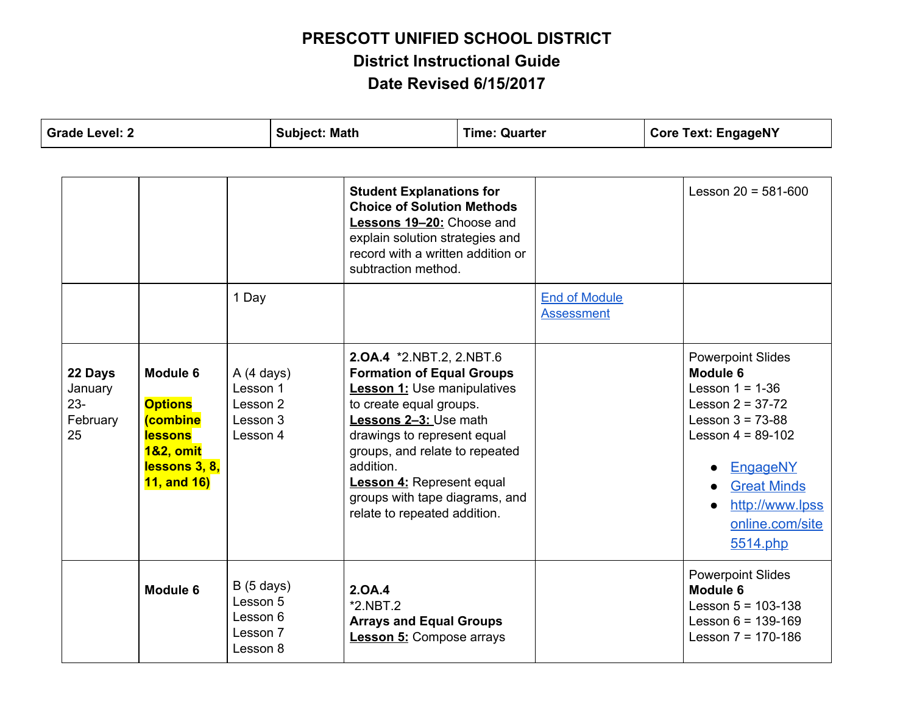# PRESCOTT UNIFIED SCHOOL DISTRICT
## District Instructional Guide
## Date Revised 6/15/2017

| Grade Level: 2 | Subject: Math | Time: Quarter | Core Text: EngageNY |
|---|---|---|---|

| | | | | | |
|---|---|---|---|---|---|
| | | | **Student Explanations for Choice of Solution Methods** <br> **Lessons 19–20:** Choose and explain solution strategies and record with a written addition or subtraction method. | | Lesson 20 = 581-600 |
| | | 1 Day | | [End of Module Assessment]() | |
| **22 Days** <br> January 23- February 25 | **Module 6** <br><br> **Options (combine lessons 1&2, omit lessons 3, 8, 11, and 16)** | A (4 days) <br> Lesson 1 <br> Lesson 2 <br> Lesson 3 <br> Lesson 4 | **2.OA.4** *2.NBT.2, 2.NBT.6 <br> **Formation of Equal Groups** <br> **Lesson 1:** Use manipulatives to create equal groups. <br> **Lessons 2–3:** Use math drawings to represent equal groups, and relate to repeated addition. <br> **Lesson 4:** Represent equal groups with tape diagrams, and relate to repeated addition. | | Powerpoint Slides <br> **Module 6** <br> Lesson 1 = 1-36 <br> Lesson 2 = 37-72 <br> Lesson 3 = 73-88 <br> Lesson 4 = 89-102 <br><br> • [EngageNY]() <br> • [Great Minds]() <br> • [http://www.lpssonline.com/site5514.php](http://www.lpssonline.com/site5514.php) |
| | **Module 6** | B (5 days) <br> Lesson 5 <br> Lesson 6 <br> Lesson 7 <br> Lesson 8 | **2.OA.4** <br> *2.NBT.2 <br> **Arrays and Equal Groups** <br> **Lesson 5:** Compose arrays | | Powerpoint Slides <br> **Module 6** <br> Lesson 5 = 103-138 <br> Lesson 6 = 139-169 <br> Lesson 7 = 170-186 |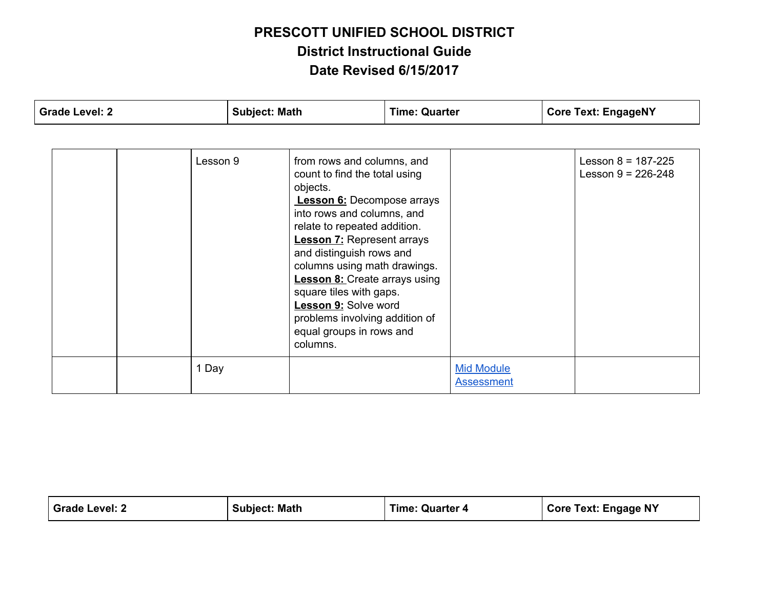# PRESCOTT UNIFIED SCHOOL DISTRICT
## District Instructional Guide
## Date Revised 6/15/2017

| Grade Level: 2 | Subject: Math | Time: Quarter | Core Text: EngageNY |
|---|---|---|---|

| | | | | | |
|---|---|---|---|---|---|
| | | Lesson 9 | from rows and columns, and count to find the total using objects. **Lesson 6:** Decompose arrays into rows and columns, and relate to repeated addition. **Lesson 7:** Represent arrays and distinguish rows and columns using math drawings. **Lesson 8:** Create arrays using square tiles with gaps. **Lesson 9:** Solve word problems involving addition of equal groups in rows and columns. | | Lesson 8 = 187-225<br>Lesson 9 = 226-248 |
| | | 1 Day | | Mid Module Assessment | |

| Grade Level: 2 | Subject: Math | Time: Quarter 4 | Core Text: Engage NY |
|---|---|---|---|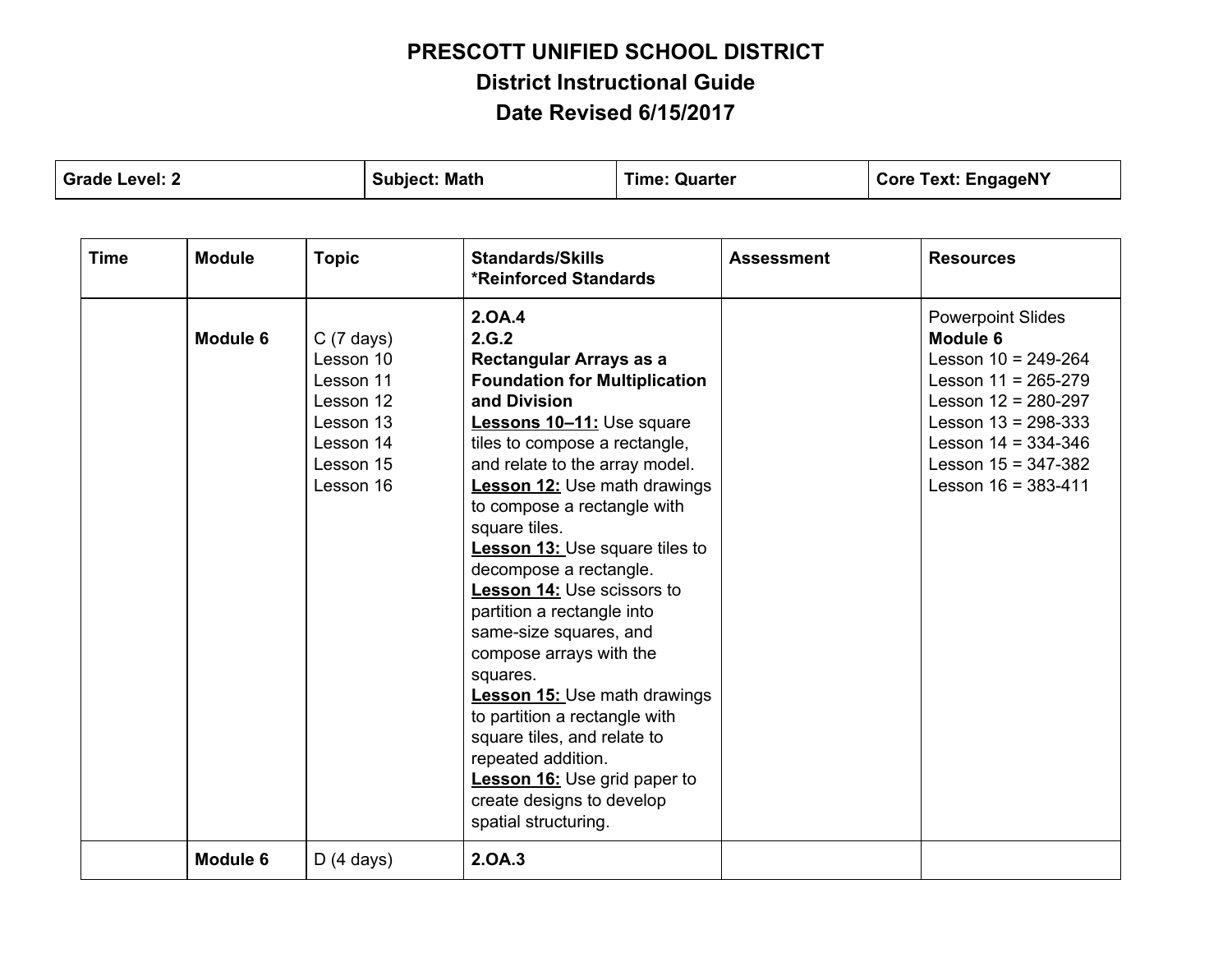**PRESCOTT UNIFIED SCHOOL DISTRICT**
**District Instructional Guide**
**Date Revised 6/15/2017**

| Grade Level: 2 | Subject: Math | Time: Quarter | Core Text: EngageNY |
|---|---|---|---|

| Time | Module | Topic | Standards/Skills<br>*Reinforced Standards | Assessment | Resources |
|---|---|---|---|---|---|
| | **Module 6** | C (7 days)<br>Lesson 10<br>Lesson 11<br>Lesson 12<br>Lesson 13<br>Lesson 14<br>Lesson 15<br>Lesson 16 | **2.OA.4**<br>**2.G.2**<br>**Rectangular Arrays as a Foundation for Multiplication and Division**<br>**Lessons 10–11:** Use square tiles to compose a rectangle, and relate to the array model.<br>**Lesson 12:** Use math drawings to compose a rectangle with square tiles.<br>**Lesson 13:** Use square tiles to decompose a rectangle.<br>**Lesson 14:** Use scissors to partition a rectangle into same-size squares, and compose arrays with the squares.<br>**Lesson 15:** Use math drawings to partition a rectangle with square tiles, and relate to repeated addition.<br>**Lesson 16:** Use grid paper to create designs to develop spatial structuring. | | Powerpoint Slides<br>**Module 6**<br>Lesson 10 = 249-264<br>Lesson 11 = 265-279<br>Lesson 12 = 280-297<br>Lesson 13 = 298-333<br>Lesson 14 = 334-346<br>Lesson 15 = 347-382<br>Lesson 16 = 383-411 |
| | **Module 6** | D (4 days) | **2.OA.3** | | |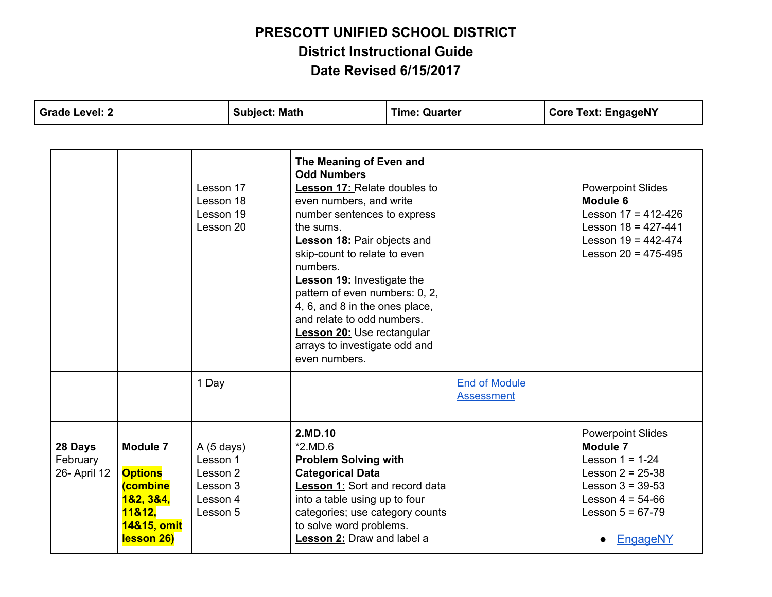# PRESCOTT UNIFIED SCHOOL DISTRICT

## District Instructional Guide

## Date Revised 6/15/2017

| Grade Level: 2 | Subject: Math | Time: Quarter | Core Text: EngageNY |
|---|---|---|---|

| | | | | | |
|---|---|---|---|---|---|
| | | Lesson 17<br>Lesson 18<br>Lesson 19<br>Lesson 20 | **The Meaning of Even and Odd Numbers**<br>**Lesson 17:** Relate doubles to even numbers, and write number sentences to express the sums.<br>**Lesson 18:** Pair objects and skip-count to relate to even numbers.<br>**Lesson 19:** Investigate the pattern of even numbers: 0, 2, 4, 6, and 8 in the ones place, and relate to odd numbers.<br>**Lesson 20:** Use rectangular arrays to investigate odd and even numbers. | | Powerpoint Slides<br>**Module 6**<br>Lesson 17 = 412-426<br>Lesson 18 = 427-441<br>Lesson 19 = 442-474<br>Lesson 20 = 475-495 |
| | | 1 Day | | End of Module Assessment | |
| **28 Days**<br>February 26- April 12 | **Module 7**<br><br>**Options (combine 1&2, 3&4, 11&12, 14&15, omit lesson 26)** | A (5 days)<br>Lesson 1<br>Lesson 2<br>Lesson 3<br>Lesson 4<br>Lesson 5 | **2.MD.10**<br>*2.MD.6<br>**Problem Solving with Categorical Data**<br>**Lesson 1:** Sort and record data into a table using up to four categories; use category counts to solve word problems.<br>**Lesson 2:** Draw and label a | | Powerpoint Slides<br>**Module 7**<br>Lesson 1 = 1-24<br>Lesson 2 = 25-38<br>Lesson 3 = 39-53<br>Lesson 4 = 54-66<br>Lesson 5 = 67-79<br><br>• EngageNY |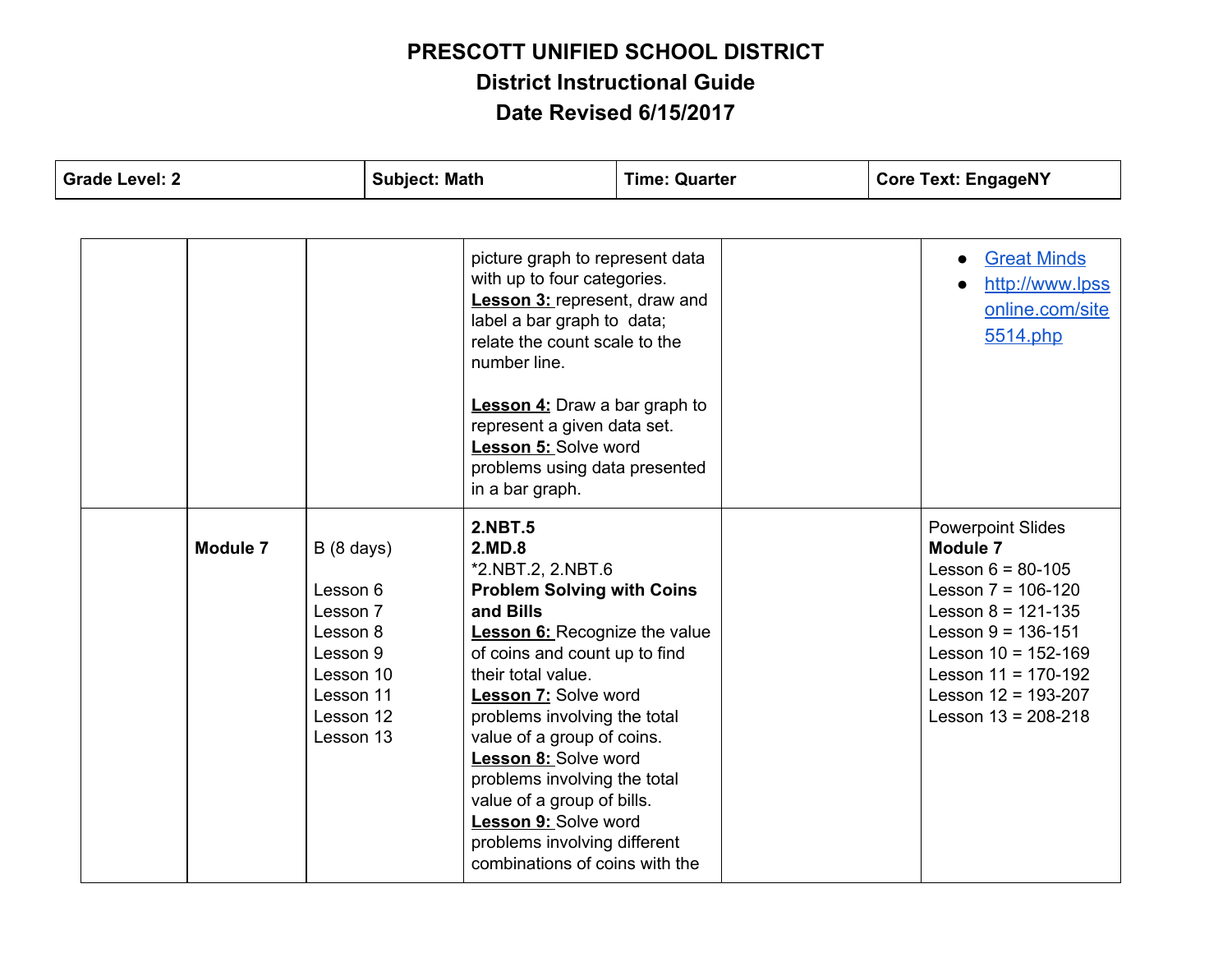# PRESCOTT UNIFIED SCHOOL DISTRICT
## District Instructional Guide
## Date Revised 6/15/2017

| Grade Level: 2 | Subject: Math | Time: Quarter | Core Text: EngageNY |
|---|---|---|---|

| | | | | | |
|---|---|---|---|---|---|
| | | | picture graph to represent data with up to four categories.<br>**Lesson 3:** represent, draw and label a bar graph to data; relate the count scale to the number line.<br><br>**Lesson 4:** Draw a bar graph to represent a given data set.<br>**Lesson 5:** Solve word problems using data presented in a bar graph. | | • [Great Minds]()<br>• [http://www.lpssonline.com/site5514.php](http://www.lpssonline.com/site5514.php) |
| | **Module 7** | B (8 days)<br><br>Lesson 6<br>Lesson 7<br>Lesson 8<br>Lesson 9<br>Lesson 10<br>Lesson 11<br>Lesson 12<br>Lesson 13 | **2.NBT.5**<br>**2.MD.8**<br>*2.NBT.2, 2.NBT.6<br>**Problem Solving with Coins and Bills**<br>**Lesson 6:** Recognize the value of coins and count up to find their total value.<br>**Lesson 7:** Solve word problems involving the total value of a group of coins.<br>**Lesson 8:** Solve word problems involving the total value of a group of bills.<br>**Lesson 9:** Solve word problems involving different combinations of coins with the | | Powerpoint Slides<br>**Module 7**<br>Lesson 6 = 80-105<br>Lesson 7 = 106-120<br>Lesson 8 = 121-135<br>Lesson 9 = 136-151<br>Lesson 10 = 152-169<br>Lesson 11 = 170-192<br>Lesson 12 = 193-207<br>Lesson 13 = 208-218 |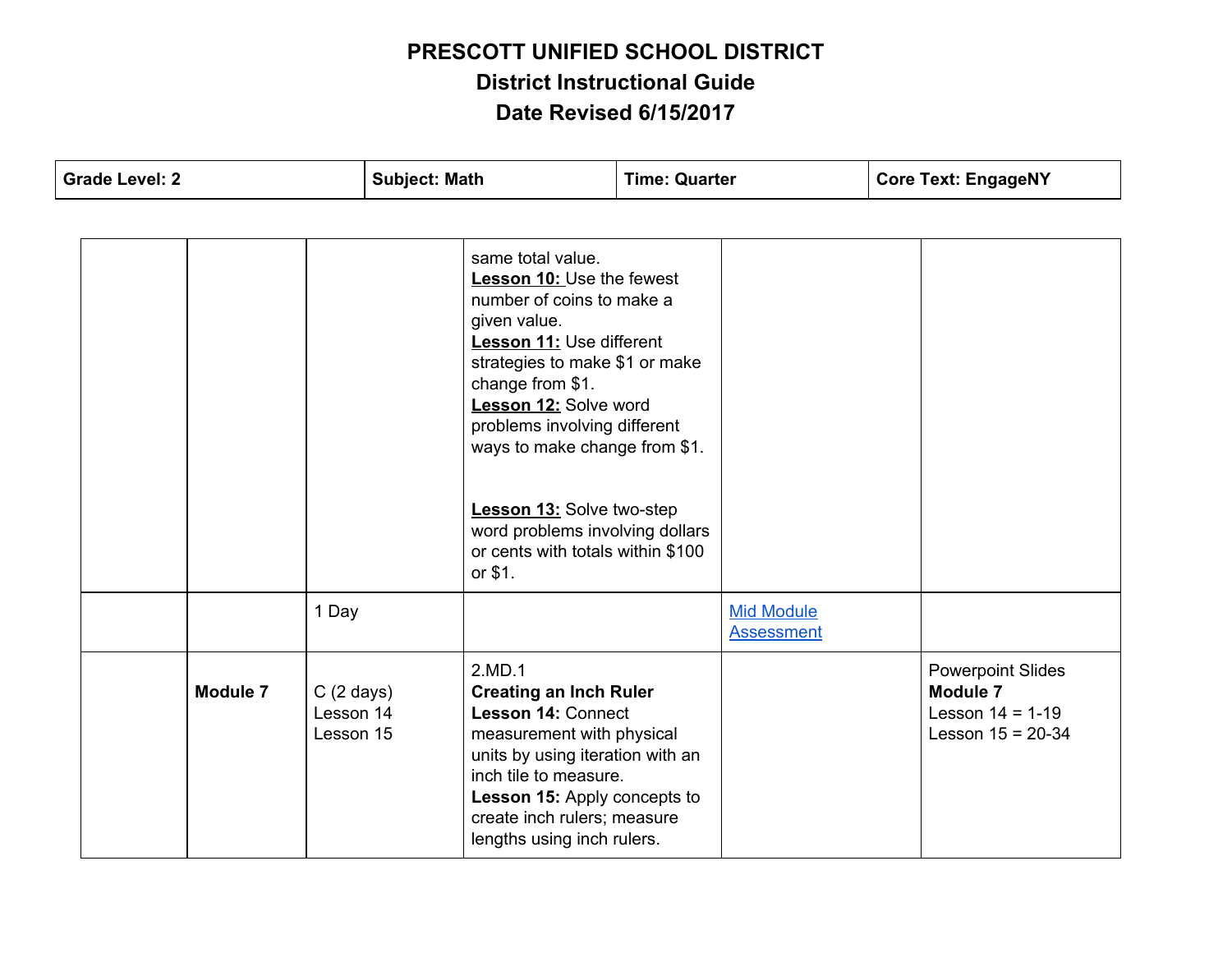# PRESCOTT UNIFIED SCHOOL DISTRICT
## District Instructional Guide
## Date Revised 6/15/2017

| **Grade Level: 2** | **Subject: Math** | **Time: Quarter** | **Core Text: EngageNY** |
|---|---|---|---|

| | | | | | |
|---|---|---|---|---|---|
| | | | same total value.<br>**Lesson 10:** Use the fewest number of coins to make a given value.<br>**Lesson 11:** Use different strategies to make $1 or make change from $1.<br>**Lesson 12:** Solve word problems involving different ways to make change from $1.<br><br>**Lesson 13:** Solve two-step word problems involving dollars or cents with totals within $100 or $1. | | |
| | | 1 Day | | Mid Module Assessment | |
| | **Module 7** | C (2 days)<br>Lesson 14<br>Lesson 15 | 2.MD.1<br>**Creating an Inch Ruler**<br>**Lesson 14:** Connect measurement with physical units by using iteration with an inch tile to measure.<br>**Lesson 15:** Apply concepts to create inch rulers; measure lengths using inch rulers. | | Powerpoint Slides<br>**Module 7**<br>Lesson 14 = 1-19<br>Lesson 15 = 20-34 |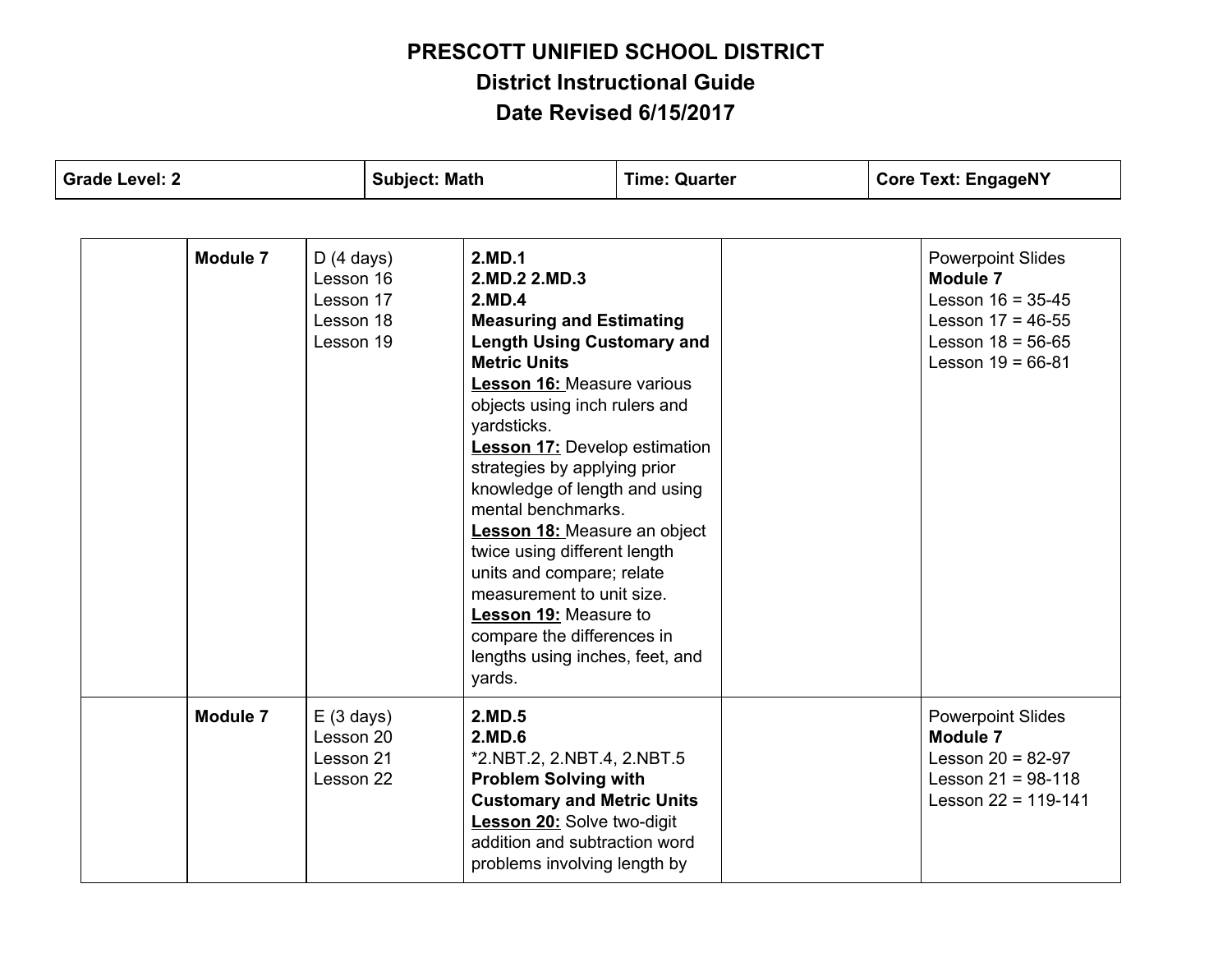**PRESCOTT UNIFIED SCHOOL DISTRICT**
**District Instructional Guide**
**Date Revised 6/15/2017**

| Grade Level: 2 | Subject: Math | Time: Quarter | Core Text: EngageNY |
|---|---|---|---|

| | | | | | |
|---|---|---|---|---|---|
| | **Module 7** | D (4 days)<br>Lesson 16<br>Lesson 17<br>Lesson 18<br>Lesson 19 | **2.MD.1**<br>**2.MD.2 2.MD.3**<br>**2.MD.4**<br>**Measuring and Estimating Length Using Customary and Metric Units**<br>**Lesson 16:** Measure various objects using inch rulers and yardsticks.<br>**Lesson 17:** Develop estimation strategies by applying prior knowledge of length and using mental benchmarks.<br>**Lesson 18:** Measure an object twice using different length units and compare; relate measurement to unit size.<br>**Lesson 19:** Measure to compare the differences in lengths using inches, feet, and yards. | | Powerpoint Slides<br>**Module 7**<br>Lesson 16 = 35-45<br>Lesson 17 = 46-55<br>Lesson 18 = 56-65<br>Lesson 19 = 66-81 |
| | **Module 7** | E (3 days)<br>Lesson 20<br>Lesson 21<br>Lesson 22 | **2.MD.5**<br>**2.MD.6**<br>*2.NBT.2, 2.NBT.4, 2.NBT.5<br>**Problem Solving with Customary and Metric Units**<br>**Lesson 20:** Solve two-digit addition and subtraction word problems involving length by | | Powerpoint Slides<br>**Module 7**<br>Lesson 20 = 82-97<br>Lesson 21 = 98-118<br>Lesson 22 = 119-141 |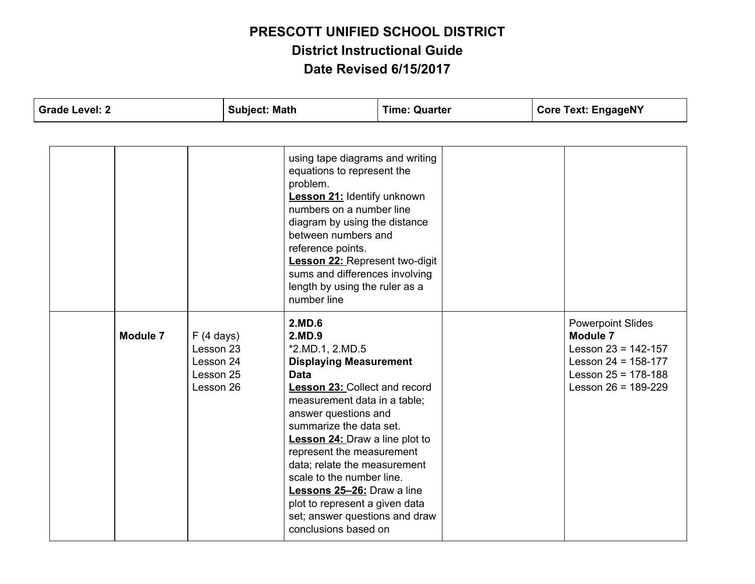# PRESCOTT UNIFIED SCHOOL DISTRICT
## District Instructional Guide
## Date Revised 6/15/2017

| Grade Level: 2 | Subject: Math | Time: Quarter | Core Text: EngageNY |
|---|---|---|---|

| | | | | | |
|---|---|---|---|---|---|
| | | | using tape diagrams and writing equations to represent the problem.<br>**Lesson 21:** Identify unknown numbers on a number line diagram by using the distance between numbers and reference points.<br>**Lesson 22:** Represent two-digit sums and differences involving length by using the ruler as a number line | | |
| | **Module 7** | F (4 days)<br>Lesson 23<br>Lesson 24<br>Lesson 25<br>Lesson 26 | **2.MD.6**<br>**2.MD.9**<br>*2.MD.1, 2.MD.5<br>**Displaying Measurement Data**<br>**Lesson 23:** Collect and record measurement data in a table; answer questions and summarize the data set.<br>**Lesson 24:** Draw a line plot to represent the measurement data; relate the measurement scale to the number line.<br>**Lessons 25–26:** Draw a line plot to represent a given data set; answer questions and draw conclusions based on | | Powerpoint Slides<br>**Module 7**<br>Lesson 23 = 142-157<br>Lesson 24 = 158-177<br>Lesson 25 = 178-188<br>Lesson 26 = 189-229 |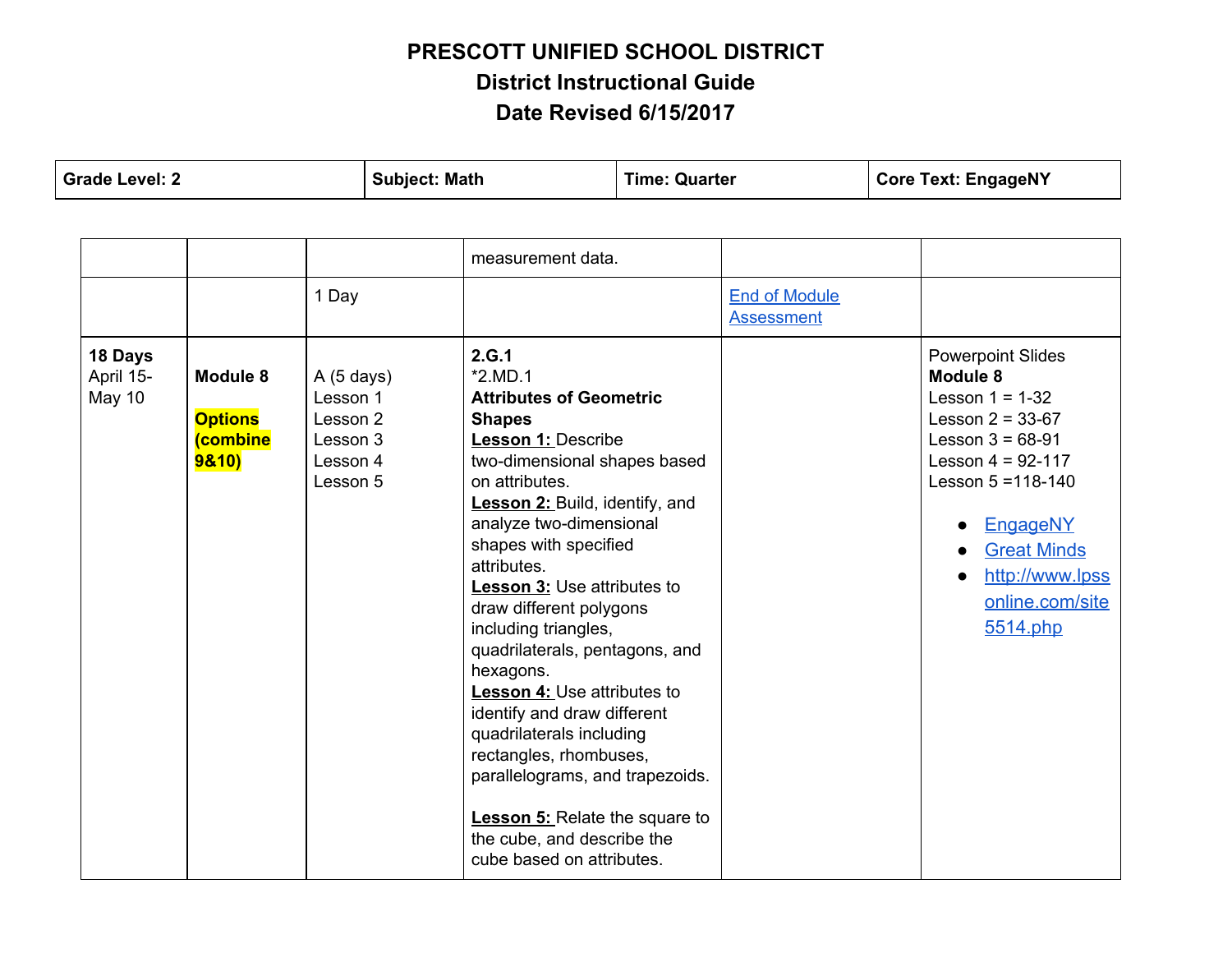# PRESCOTT UNIFIED SCHOOL DISTRICT
## District Instructional Guide
## Date Revised 6/15/2017

| Grade Level: 2 | Subject: Math | Time: Quarter | Core Text: EngageNY |
|---|---|---|---|

| | | | | | |
|---|---|---|---|---|---|
| | | | measurement data. | | |
| | | 1 Day | | End of Module Assessment | |
| **18 Days** April 15-May 10 | **Module 8** **Options (combine 9&10)** | A (5 days) Lesson 1 Lesson 2 Lesson 3 Lesson 4 Lesson 5 | **2.G.1** *2.MD.1 **Attributes of Geometric Shapes** **Lesson 1:** Describe two-dimensional shapes based on attributes. **Lesson 2:** Build, identify, and analyze two-dimensional shapes with specified attributes. **Lesson 3:** Use attributes to draw different polygons including triangles, quadrilaterals, pentagons, and hexagons. **Lesson 4:** Use attributes to identify and draw different quadrilaterals including rectangles, rhombuses, parallelograms, and trapezoids. **Lesson 5:** Relate the square to the cube, and describe the cube based on attributes. | | Powerpoint Slides **Module 8** Lesson 1 = 1-32 Lesson 2 = 33-67 Lesson 3 = 68-91 Lesson 4 = 92-117 Lesson 5 =118-140 • EngageNY • Great Minds • http://www.lpssonline.com/site5514.php |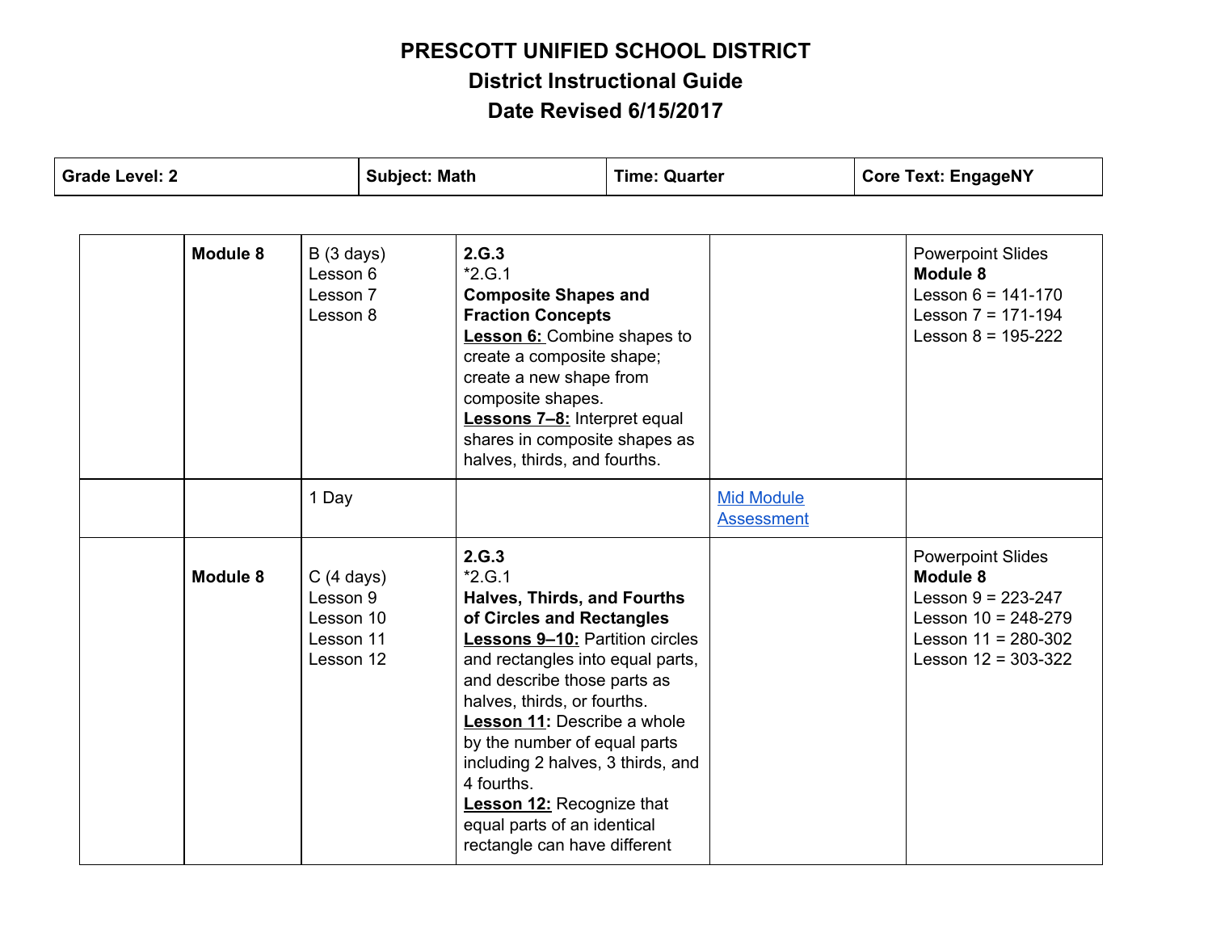# PRESCOTT UNIFIED SCHOOL DISTRICT
## District Instructional Guide
## Date Revised 6/15/2017

| Grade Level: 2 | Subject: Math | Time: Quarter | Core Text: EngageNY |
|---|---|---|---|

| | | | | | |
|---|---|---|---|---|---|
| | **Module 8** | B (3 days)<br>Lesson 6<br>Lesson 7<br>Lesson 8 | **2.G.3**<br>*2.G.1<br>**Composite Shapes and Fraction Concepts**<br>**Lesson 6:** Combine shapes to create a composite shape; create a new shape from composite shapes.<br>**Lessons 7–8:** Interpret equal shares in composite shapes as halves, thirds, and fourths. | | Powerpoint Slides<br>**Module 8**<br>Lesson 6 = 141-170<br>Lesson 7 = 171-194<br>Lesson 8 = 195-222 |
| | | 1 Day | | Mid Module Assessment | |
| | **Module 8** | C (4 days)<br>Lesson 9<br>Lesson 10<br>Lesson 11<br>Lesson 12 | **2.G.3**<br>*2.G.1<br>**Halves, Thirds, and Fourths of Circles and Rectangles**<br>**Lessons 9–10:** Partition circles and rectangles into equal parts, and describe those parts as halves, thirds, or fourths.<br>**Lesson 11:** Describe a whole by the number of equal parts including 2 halves, 3 thirds, and 4 fourths.<br>**Lesson 12:** Recognize that equal parts of an identical rectangle can have different | | Powerpoint Slides<br>**Module 8**<br>Lesson 9 = 223-247<br>Lesson 10 = 248-279<br>Lesson 11 = 280-302<br>Lesson 12 = 303-322 |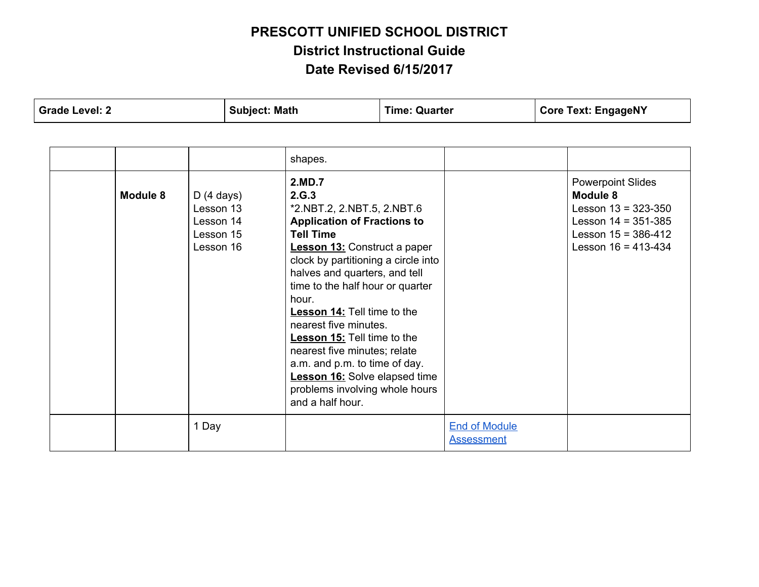**PRESCOTT UNIFIED SCHOOL DISTRICT**
**District Instructional Guide**
**Date Revised 6/15/2017**

| **Grade Level: 2** | **Subject: Math** | **Time: Quarter** | **Core Text: EngageNY** |
|---|---|---|---|

| | | | | | |
|---|---|---|---|---|---|
| | | | shapes. | | |
| | **Module 8** | D (4 days)<br>Lesson 13<br>Lesson 14<br>Lesson 15<br>Lesson 16 | **2.MD.7**<br>**2.G.3**<br>*2.NBT.2, 2.NBT.5, 2.NBT.6<br>**Application of Fractions to Tell Time**<br>**Lesson 13:** Construct a paper clock by partitioning a circle into halves and quarters, and tell time to the half hour or quarter hour.<br>**Lesson 14:** Tell time to the nearest five minutes.<br>**Lesson 15:** Tell time to the nearest five minutes; relate a.m. and p.m. to time of day.<br>**Lesson 16:** Solve elapsed time problems involving whole hours and a half hour. | | Powerpoint Slides<br>**Module 8**<br>Lesson 13 = 323-350<br>Lesson 14 = 351-385<br>Lesson 15 = 386-412<br>Lesson 16 = 413-434 |
| | | 1 Day | | End of Module Assessment | |